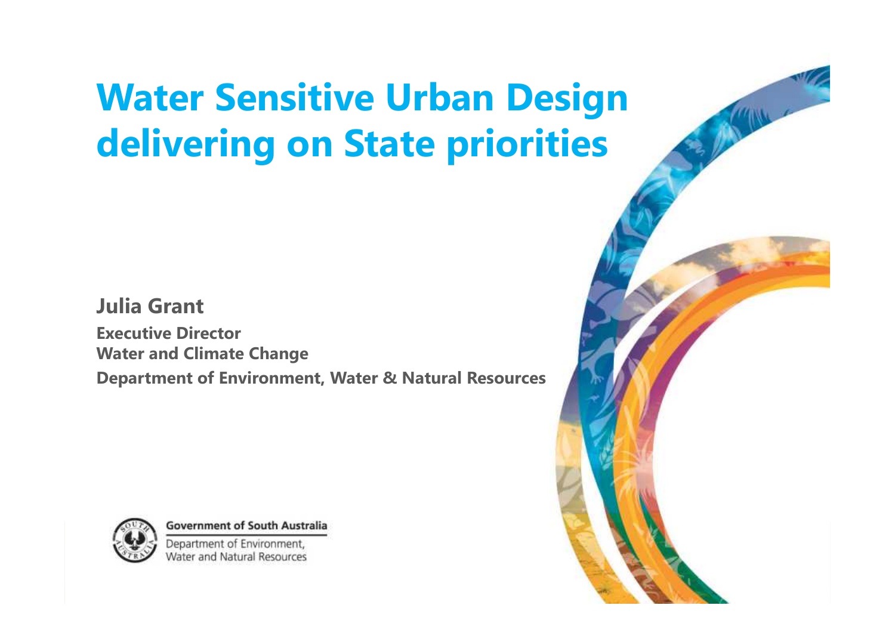# Water Sensitive Urban Design delivering on State priorities

**Julia Grant**

**Executive Director**
**Water and Climate Change**
**Department of Environment, Water & Natural Resources**

**Government of South Australia**

Department of Environment,
Water and Natural Resources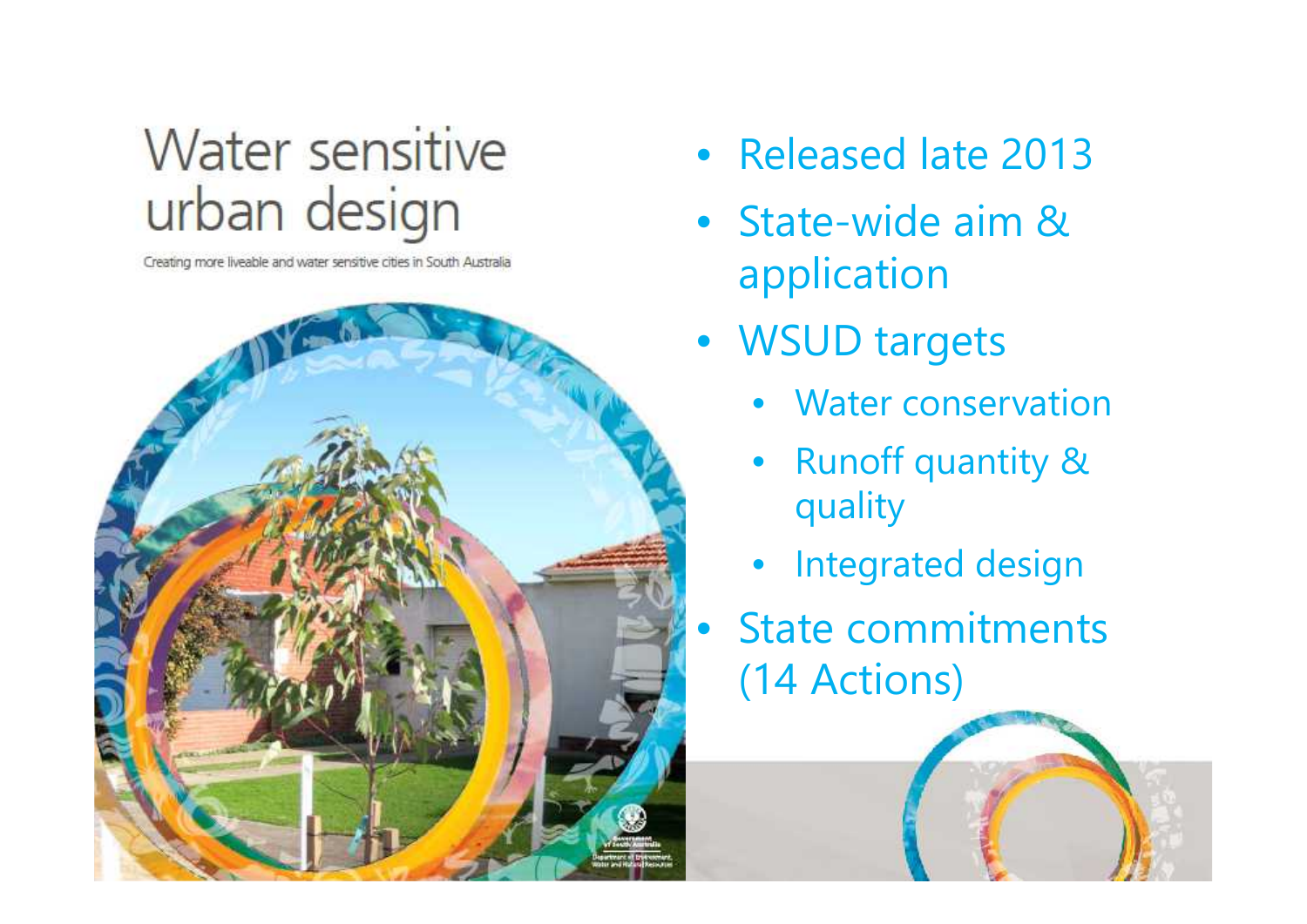# Water sensitive urban design

Creating more liveable and water sensitive cities in South Australia

- Released late 2013
- State-wide aim & application
- WSUD targets
  - Water conservation
  - Runoff quantity & quality
  - Integrated design
- State commitments (14 Actions)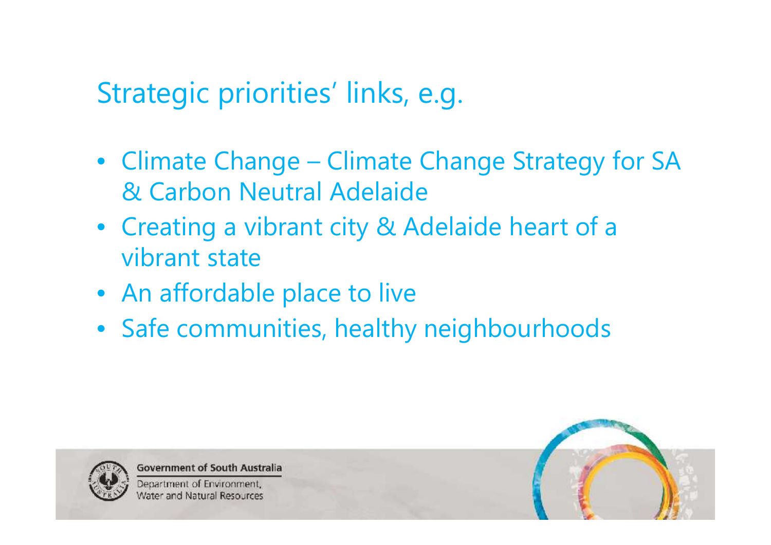# Strategic priorities' links, e.g.

- Climate Change – Climate Change Strategy for SA & Carbon Neutral Adelaide
- Creating a vibrant city & Adelaide heart of a vibrant state
- An affordable place to live
- Safe communities, healthy neighbourhoods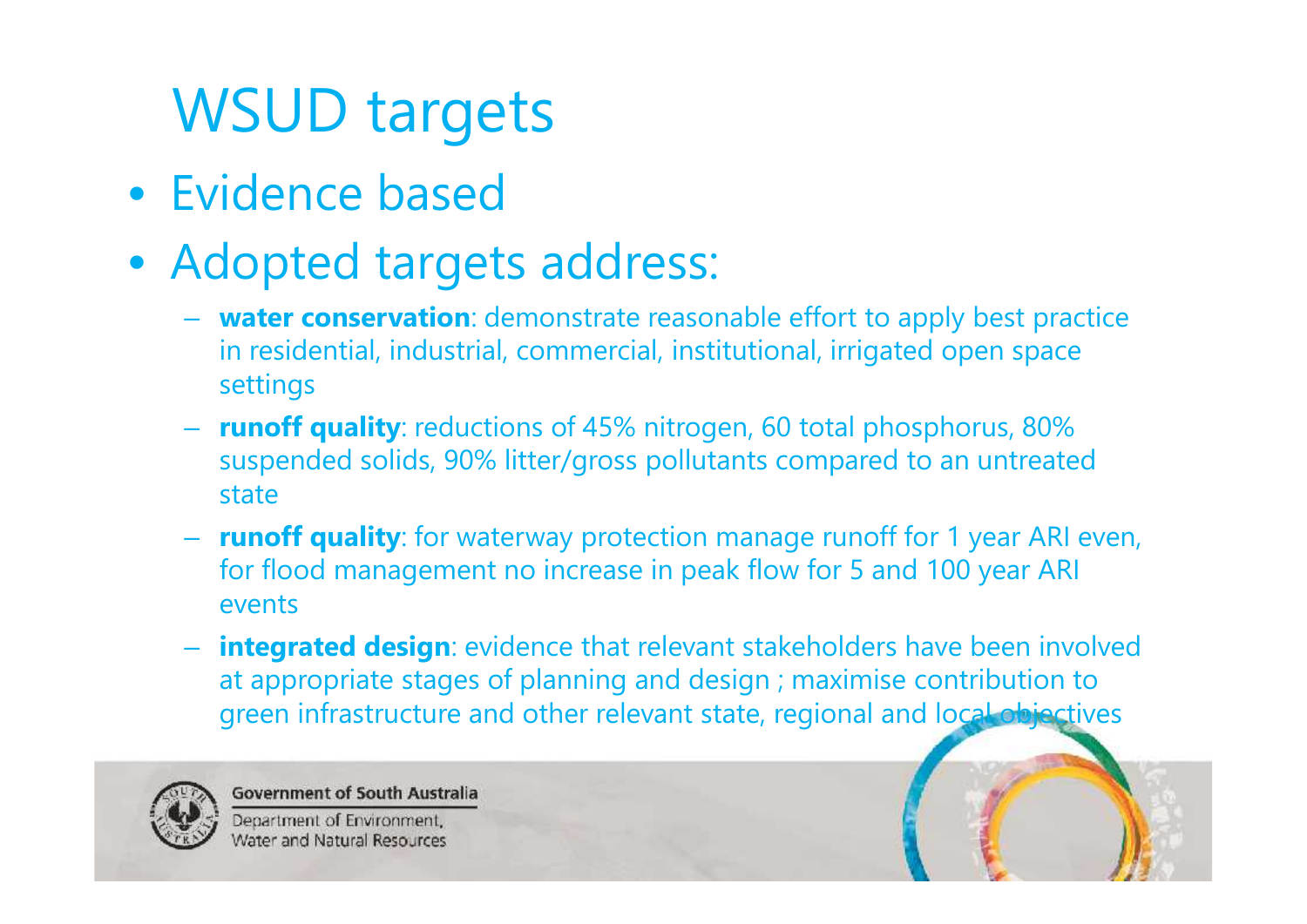# WSUD targets

- Evidence based
- Adopted targets address:
  - **water conservation**: demonstrate reasonable effort to apply best practice in residential, industrial, commercial, institutional, irrigated open space settings
  - **runoff quality**: reductions of 45% nitrogen, 60 total phosphorus, 80% suspended solids, 90% litter/gross pollutants compared to an untreated state
  - **runoff quality**: for waterway protection manage runoff for 1 year ARI even, for flood management no increase in peak flow for 5 and 100 year ARI events
  - **integrated design**: evidence that relevant stakeholders have been involved at appropriate stages of planning and design ; maximise contribution to green infrastructure and other relevant state, regional and local objectives

Government of South Australia

Department of Environment, Water and Natural Resources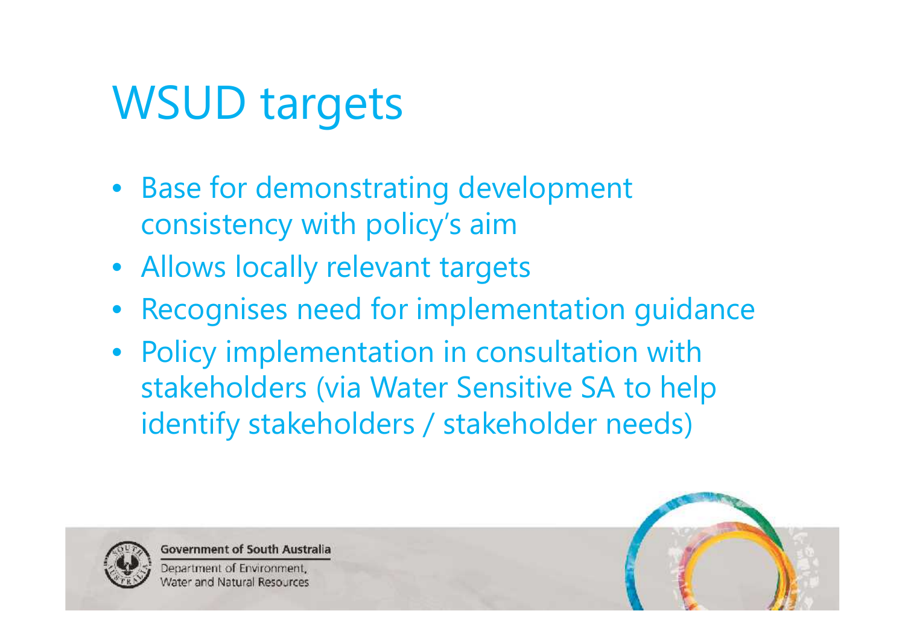# WSUD targets

- Base for demonstrating development consistency with policy's aim
- Allows locally relevant targets
- Recognises need for implementation guidance
- Policy implementation in consultation with stakeholders (via Water Sensitive SA to help identify stakeholders / stakeholder needs)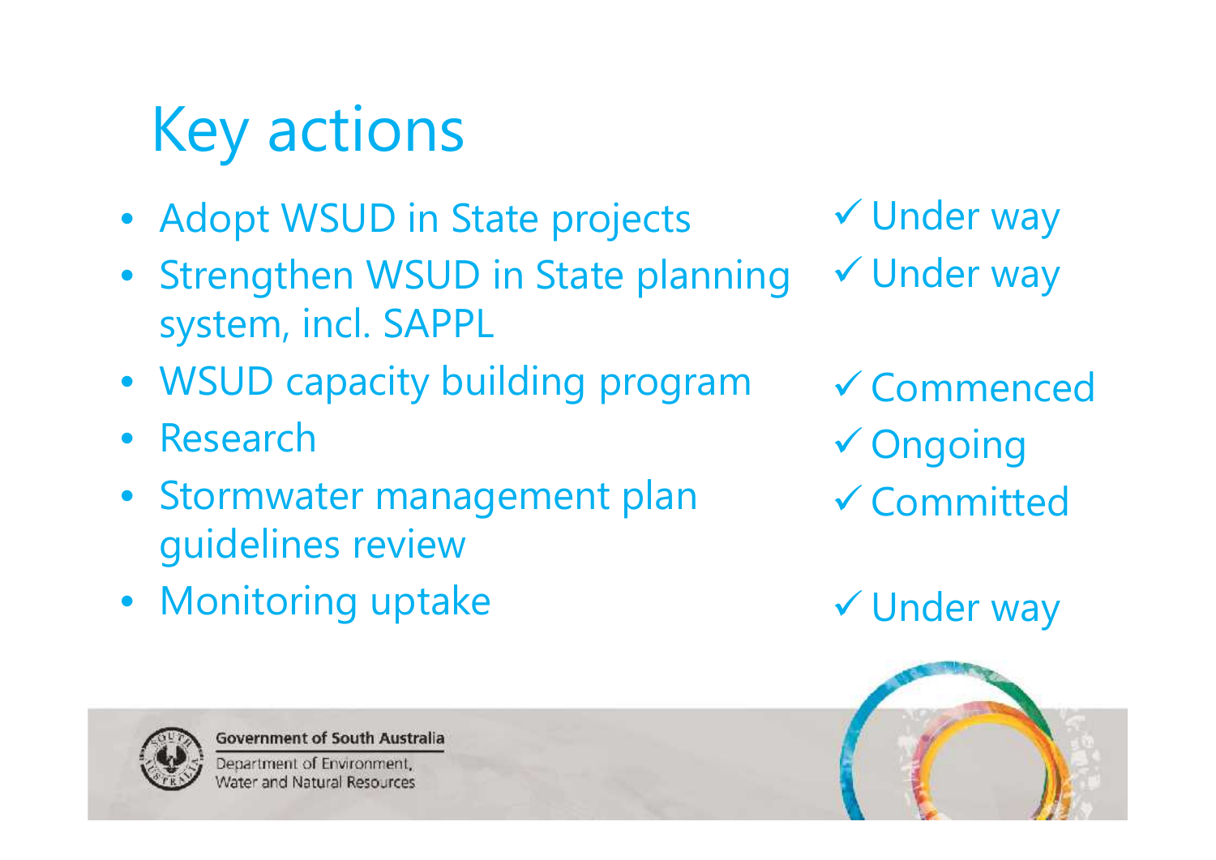# Key actions

| Action | Status |
| --- | --- |
| Adopt WSUD in State projects | ✓ Under way |
| Strengthen WSUD in State planning system, incl. SAPPL | ✓ Under way |
| WSUD capacity building program | ✓ Commenced |
| Research | ✓ Ongoing |
| Stormwater management plan guidelines review | ✓ Committed |
| Monitoring uptake | ✓ Under way |

Government of South Australia
Department of Environment, Water and Natural Resources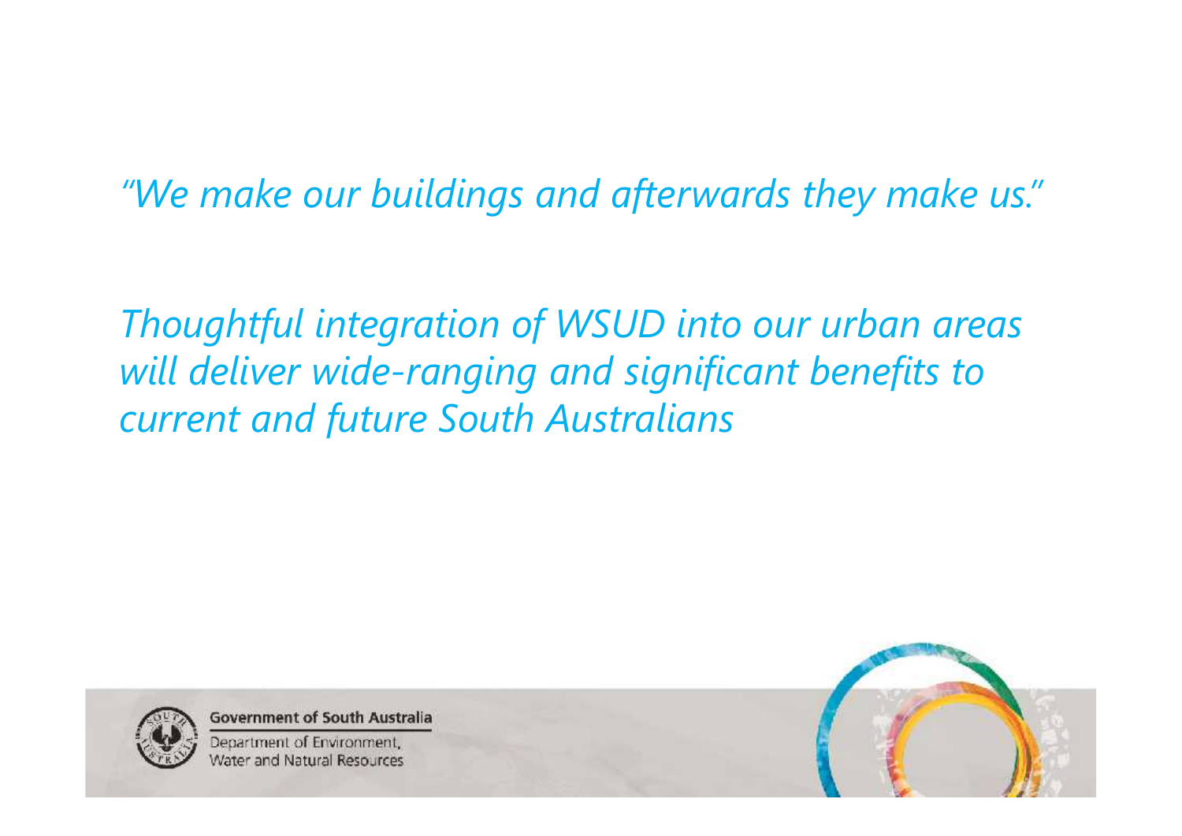*"We make our buildings and afterwards they make us."*

*Thoughtful integration of WSUD into our urban areas will deliver wide-ranging and significant benefits to current and future South Australians*

Government of South Australia

Department of Environment, Water and Natural Resources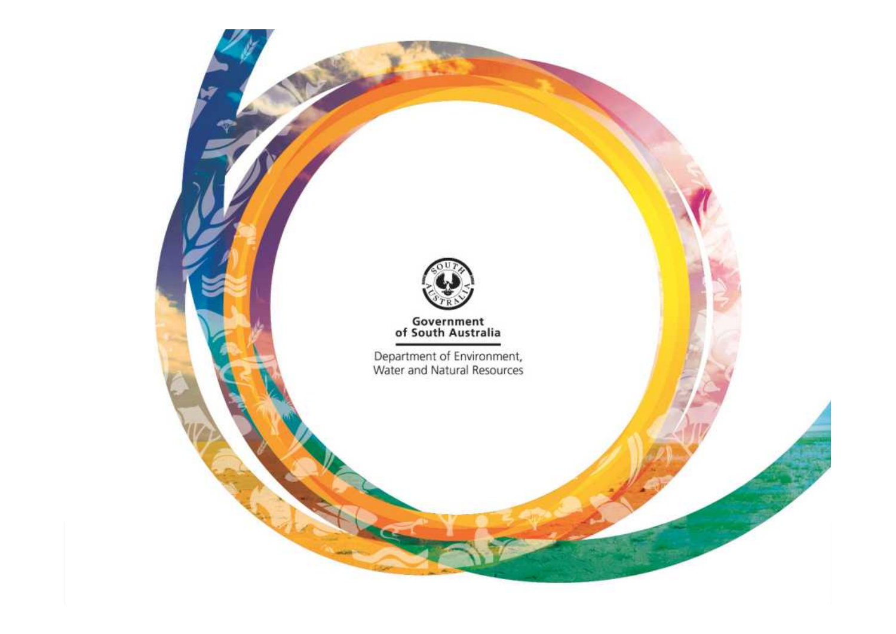Government of South Australia

Department of Environment, Water and Natural Resources